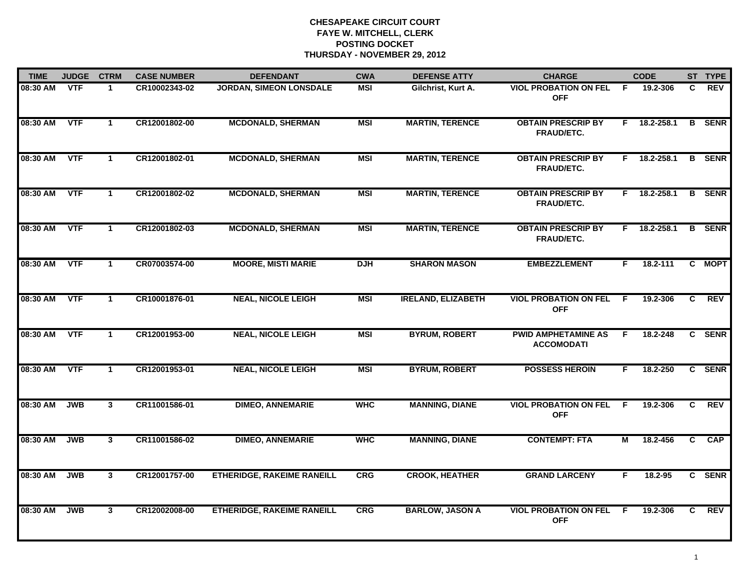**CHESAPEAKE CIRCUIT COURT**
**FAYE W. MITCHELL, CLERK**
**POSTING DOCKET**
**THURSDAY - NOVEMBER 29, 2012**

| TIME | JUDGE | CTRM | CASE NUMBER | DEFENDANT | CWA | DEFENSE ATTY | CHARGE | | CODE | ST | TYPE |
|---|---|---|---|---|---|---|---|---|---|---|---|
| 08:30 AM | VTF | 1 | CR10002343-02 | JORDAN, SIMEON LONSDALE | MSI | Gilchrist, Kurt A. | VIOL PROBATION ON FEL OFF | F | 19.2-306 | C | REV |
| 08:30 AM | VTF | 1 | CR12001802-00 | MCDONALD, SHERMAN | MSI | MARTIN, TERENCE | OBTAIN PRESCRIP BY FRAUD/ETC. | F | 18.2-258.1 | B | SENR |
| 08:30 AM | VTF | 1 | CR12001802-01 | MCDONALD, SHERMAN | MSI | MARTIN, TERENCE | OBTAIN PRESCRIP BY FRAUD/ETC. | F | 18.2-258.1 | B | SENR |
| 08:30 AM | VTF | 1 | CR12001802-02 | MCDONALD, SHERMAN | MSI | MARTIN, TERENCE | OBTAIN PRESCRIP BY FRAUD/ETC. | F | 18.2-258.1 | B | SENR |
| 08:30 AM | VTF | 1 | CR12001802-03 | MCDONALD, SHERMAN | MSI | MARTIN, TERENCE | OBTAIN PRESCRIP BY FRAUD/ETC. | F | 18.2-258.1 | B | SENR |
| 08:30 AM | VTF | 1 | CR07003574-00 | MOORE, MISTI MARIE | DJH | SHARON MASON | EMBEZZLEMENT | F | 18.2-111 | C | MOPT |
| 08:30 AM | VTF | 1 | CR10001876-01 | NEAL, NICOLE LEIGH | MSI | IRELAND, ELIZABETH | VIOL PROBATION ON FEL OFF | F | 19.2-306 | C | REV |
| 08:30 AM | VTF | 1 | CR12001953-00 | NEAL, NICOLE LEIGH | MSI | BYRUM, ROBERT | PWID AMPHETAMINE AS ACCOMODATI | F | 18.2-248 | C | SENR |
| 08:30 AM | VTF | 1 | CR12001953-01 | NEAL, NICOLE LEIGH | MSI | BYRUM, ROBERT | POSSESS HEROIN | F | 18.2-250 | C | SENR |
| 08:30 AM | JWB | 3 | CR11001586-01 | DIMEO, ANNEMARIE | WHC | MANNING, DIANE | VIOL PROBATION ON FEL OFF | F | 19.2-306 | C | REV |
| 08:30 AM | JWB | 3 | CR11001586-02 | DIMEO, ANNEMARIE | WHC | MANNING, DIANE | CONTEMPT: FTA | M | 18.2-456 | C | CAP |
| 08:30 AM | JWB | 3 | CR12001757-00 | ETHERIDGE, RAKEIME RANEILL | CRG | CROOK, HEATHER | GRAND LARCENY | F | 18.2-95 | C | SENR |
| 08:30 AM | JWB | 3 | CR12002008-00 | ETHERIDGE, RAKEIME RANEILL | CRG | BARLOW, JASON A | VIOL PROBATION ON FEL OFF | F | 19.2-306 | C | REV |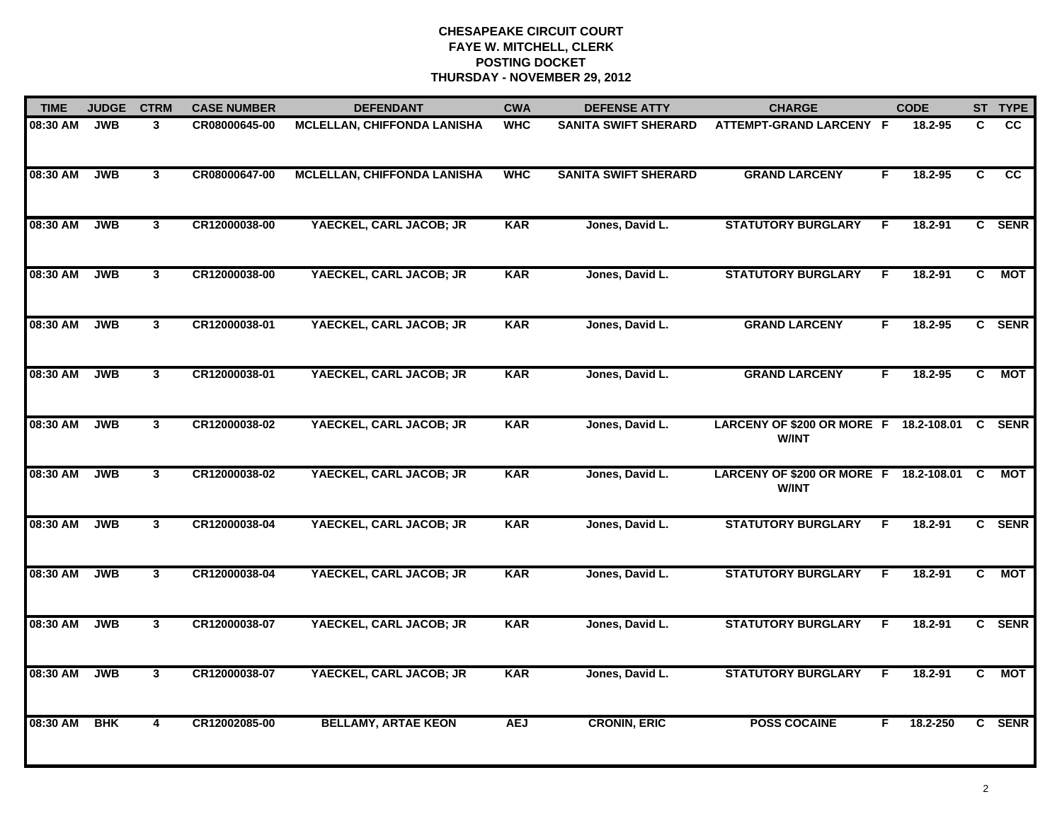**CHESAPEAKE CIRCUIT COURT**
**FAYE W. MITCHELL, CLERK**
**POSTING DOCKET**
**THURSDAY - NOVEMBER 29, 2012**

| TIME | JUDGE | CTRM | CASE NUMBER | DEFENDANT | CWA | DEFENSE ATTY | CHARGE | | CODE | ST | TYPE |
|---|---|---|---|---|---|---|---|---|---|---|---|
| 08:30 AM | JWB | 3 | CR08000645-00 | MCLELLAN, CHIFFONDA LANISHA | WHC | SANITA SWIFT SHERARD | ATTEMPT-GRAND LARCENY | F | 18.2-95 | C | CC |
| 08:30 AM | JWB | 3 | CR08000647-00 | MCLELLAN, CHIFFONDA LANISHA | WHC | SANITA SWIFT SHERARD | GRAND LARCENY | F | 18.2-95 | C | CC |
| 08:30 AM | JWB | 3 | CR12000038-00 | YAECKEL, CARL JACOB; JR | KAR | Jones, David L. | STATUTORY BURGLARY | F | 18.2-91 | C | SENR |
| 08:30 AM | JWB | 3 | CR12000038-00 | YAECKEL, CARL JACOB; JR | KAR | Jones, David L. | STATUTORY BURGLARY | F | 18.2-91 | C | MOT |
| 08:30 AM | JWB | 3 | CR12000038-01 | YAECKEL, CARL JACOB; JR | KAR | Jones, David L. | GRAND LARCENY | F | 18.2-95 | C | SENR |
| 08:30 AM | JWB | 3 | CR12000038-01 | YAECKEL, CARL JACOB; JR | KAR | Jones, David L. | GRAND LARCENY | F | 18.2-95 | C | MOT |
| 08:30 AM | JWB | 3 | CR12000038-02 | YAECKEL, CARL JACOB; JR | KAR | Jones, David L. | LARCENY OF $200 OR MORE W/INT | F | 18.2-108.01 | C | SENR |
| 08:30 AM | JWB | 3 | CR12000038-02 | YAECKEL, CARL JACOB; JR | KAR | Jones, David L. | LARCENY OF $200 OR MORE W/INT | F | 18.2-108.01 | C | MOT |
| 08:30 AM | JWB | 3 | CR12000038-04 | YAECKEL, CARL JACOB; JR | KAR | Jones, David L. | STATUTORY BURGLARY | F | 18.2-91 | C | SENR |
| 08:30 AM | JWB | 3 | CR12000038-04 | YAECKEL, CARL JACOB; JR | KAR | Jones, David L. | STATUTORY BURGLARY | F | 18.2-91 | C | MOT |
| 08:30 AM | JWB | 3 | CR12000038-07 | YAECKEL, CARL JACOB; JR | KAR | Jones, David L. | STATUTORY BURGLARY | F | 18.2-91 | C | SENR |
| 08:30 AM | JWB | 3 | CR12000038-07 | YAECKEL, CARL JACOB; JR | KAR | Jones, David L. | STATUTORY BURGLARY | F | 18.2-91 | C | MOT |
| 08:30 AM | BHK | 4 | CR12002085-00 | BELLAMY, ARTAE KEON | AEJ | CRONIN, ERIC | POSS COCAINE | F | 18.2-250 | C | SENR |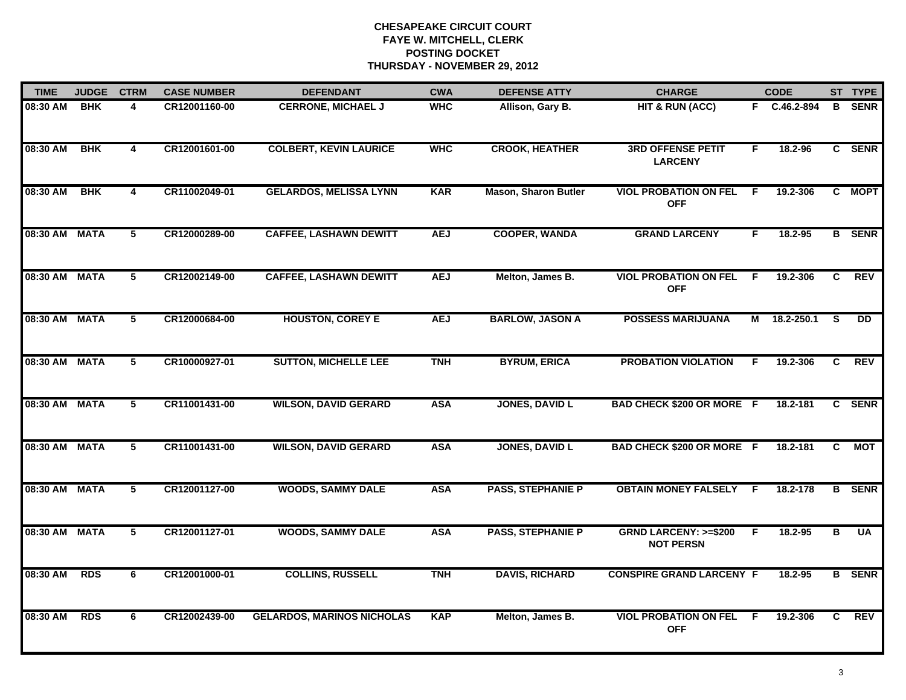# CHESAPEAKE CIRCUIT COURT
## FAYE W. MITCHELL, CLERK
## POSTING DOCKET
## THURSDAY - NOVEMBER 29, 2012

| TIME | JUDGE | CTRM | CASE NUMBER | DEFENDANT | CWA | DEFENSE ATTY | CHARGE | | CODE | ST | TYPE |
|---|---|---|---|---|---|---|---|---|---|---|---|
| 08:30 AM | BHK | 4 | CR12001160-00 | CERRONE, MICHAEL J | WHC | Allison, Gary B. | HIT & RUN (ACC) | F | C.46.2-894 | B | SENR |
| 08:30 AM | BHK | 4 | CR12001601-00 | COLBERT, KEVIN LAURICE | WHC | CROOK, HEATHER | 3RD OFFENSE PETIT LARCENY | F | 18.2-96 | C | SENR |
| 08:30 AM | BHK | 4 | CR11002049-01 | GELARDOS, MELISSA LYNN | KAR | Mason, Sharon Butler | VIOL PROBATION ON FEL OFF | F | 19.2-306 | C | MOPT |
| 08:30 AM | MATA | 5 | CR12000289-00 | CAFFEE, LASHAWN DEWITT | AEJ | COOPER, WANDA | GRAND LARCENY | F | 18.2-95 | B | SENR |
| 08:30 AM | MATA | 5 | CR12002149-00 | CAFFEE, LASHAWN DEWITT | AEJ | Melton, James B. | VIOL PROBATION ON FEL OFF | F | 19.2-306 | C | REV |
| 08:30 AM | MATA | 5 | CR12000684-00 | HOUSTON, COREY E | AEJ | BARLOW, JASON A | POSSESS MARIJUANA | M | 18.2-250.1 | S | DD |
| 08:30 AM | MATA | 5 | CR10000927-01 | SUTTON, MICHELLE LEE | TNH | BYRUM, ERICA | PROBATION VIOLATION | F | 19.2-306 | C | REV |
| 08:30 AM | MATA | 5 | CR11001431-00 | WILSON, DAVID GERARD | ASA | JONES, DAVID L | BAD CHECK $200 OR MORE | F | 18.2-181 | C | SENR |
| 08:30 AM | MATA | 5 | CR11001431-00 | WILSON, DAVID GERARD | ASA | JONES, DAVID L | BAD CHECK $200 OR MORE | F | 18.2-181 | C | MOT |
| 08:30 AM | MATA | 5 | CR12001127-00 | WOODS, SAMMY DALE | ASA | PASS, STEPHANIE P | OBTAIN MONEY FALSELY | F | 18.2-178 | B | SENR |
| 08:30 AM | MATA | 5 | CR12001127-01 | WOODS, SAMMY DALE | ASA | PASS, STEPHANIE P | GRND LARCENY: >=$200 NOT PERSN | F | 18.2-95 | B | UA |
| 08:30 AM | RDS | 6 | CR12001000-01 | COLLINS, RUSSELL | TNH | DAVIS, RICHARD | CONSPIRE GRAND LARCENY | F | 18.2-95 | B | SENR |
| 08:30 AM | RDS | 6 | CR12002439-00 | GELARDOS, MARINOS NICHOLAS | KAP | Melton, James B. | VIOL PROBATION ON FEL OFF | F | 19.2-306 | C | REV |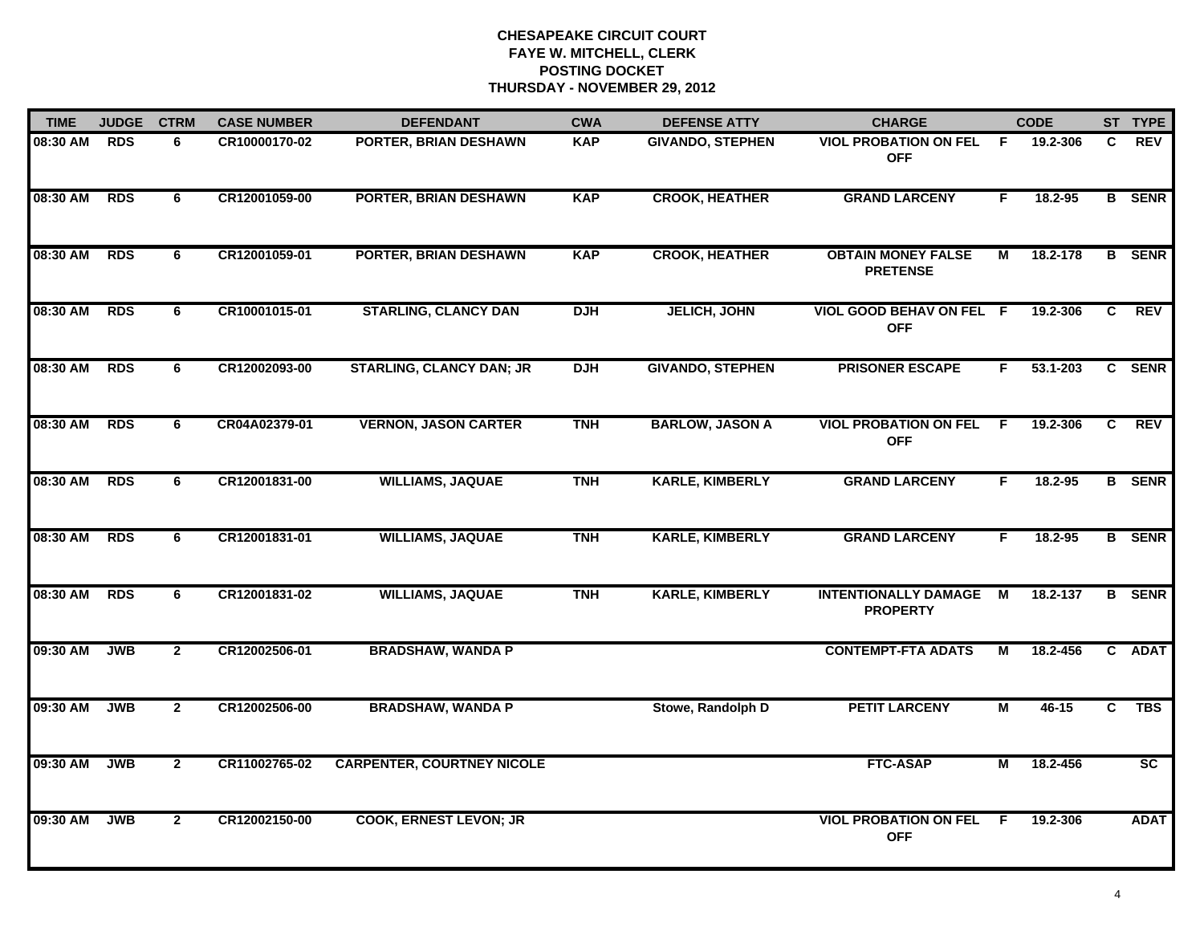# CHESAPEAKE CIRCUIT COURT
## FAYE W. MITCHELL, CLERK
## POSTING DOCKET
## THURSDAY - NOVEMBER 29, 2012

| TIME | JUDGE | CTRM | CASE NUMBER | DEFENDANT | CWA | DEFENSE ATTY | CHARGE | | CODE | ST | TYPE |
|---|---|---|---|---|---|---|---|---|---|---|---|
| 08:30 AM | RDS | 6 | CR10000170-02 | PORTER, BRIAN DESHAWN | KAP | GIVANDO, STEPHEN | VIOL PROBATION ON FEL OFF | F | 19.2-306 | C | REV |
| 08:30 AM | RDS | 6 | CR12001059-00 | PORTER, BRIAN DESHAWN | KAP | CROOK, HEATHER | GRAND LARCENY | F | 18.2-95 | B | SENR |
| 08:30 AM | RDS | 6 | CR12001059-01 | PORTER, BRIAN DESHAWN | KAP | CROOK, HEATHER | OBTAIN MONEY FALSE PRETENSE | M | 18.2-178 | B | SENR |
| 08:30 AM | RDS | 6 | CR10001015-01 | STARLING, CLANCY DAN | DJH | JELICH, JOHN | VIOL GOOD BEHAV ON FEL OFF | F | 19.2-306 | C | REV |
| 08:30 AM | RDS | 6 | CR12002093-00 | STARLING, CLANCY DAN; JR | DJH | GIVANDO, STEPHEN | PRISONER ESCAPE | F | 53.1-203 | C | SENR |
| 08:30 AM | RDS | 6 | CR04A02379-01 | VERNON, JASON CARTER | TNH | BARLOW, JASON A | VIOL PROBATION ON FEL OFF | F | 19.2-306 | C | REV |
| 08:30 AM | RDS | 6 | CR12001831-00 | WILLIAMS, JAQUAE | TNH | KARLE, KIMBERLY | GRAND LARCENY | F | 18.2-95 | B | SENR |
| 08:30 AM | RDS | 6 | CR12001831-01 | WILLIAMS, JAQUAE | TNH | KARLE, KIMBERLY | GRAND LARCENY | F | 18.2-95 | B | SENR |
| 08:30 AM | RDS | 6 | CR12001831-02 | WILLIAMS, JAQUAE | TNH | KARLE, KIMBERLY | INTENTIONALLY DAMAGE PROPERTY | M | 18.2-137 | B | SENR |
| 09:30 AM | JWB | 2 | CR12002506-01 | BRADSHAW, WANDA P | | | CONTEMPT-FTA ADATS | M | 18.2-456 | C | ADAT |
| 09:30 AM | JWB | 2 | CR12002506-00 | BRADSHAW, WANDA P | | Stowe, Randolph D | PETIT LARCENY | M | 46-15 | C | TBS |
| 09:30 AM | JWB | 2 | CR11002765-02 | CARPENTER, COURTNEY NICOLE | | | FTC-ASAP | M | 18.2-456 | | SC |
| 09:30 AM | JWB | 2 | CR12002150-00 | COOK, ERNEST LEVON; JR | | | VIOL PROBATION ON FEL OFF | F | 19.2-306 | | ADAT |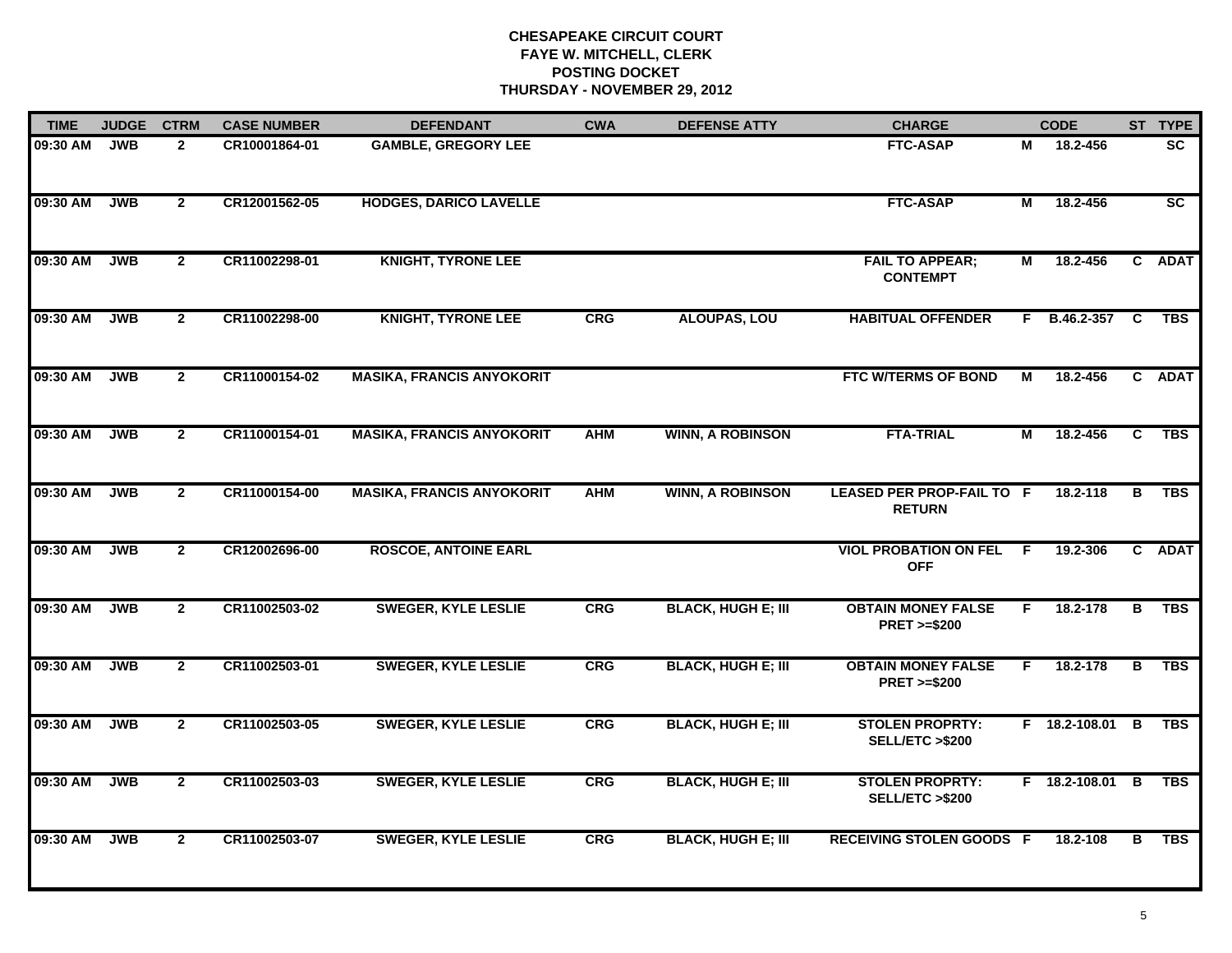**CHESAPEAKE CIRCUIT COURT**
**FAYE W. MITCHELL, CLERK**
**POSTING DOCKET**
**THURSDAY - NOVEMBER 29, 2012**

| TIME | JUDGE | CTRM | CASE NUMBER | DEFENDANT | CWA | DEFENSE ATTY | CHARGE | | CODE | ST | TYPE |
|---|---|---|---|---|---|---|---|---|---|---|---|
| 09:30 AM | JWB | 2 | CR10001864-01 | GAMBLE, GREGORY LEE | | | FTC-ASAP | M | 18.2-456 | | SC |
| 09:30 AM | JWB | 2 | CR12001562-05 | HODGES, DARICO LAVELLE | | | FTC-ASAP | M | 18.2-456 | | SC |
| 09:30 AM | JWB | 2 | CR11002298-01 | KNIGHT, TYRONE LEE | | | FAIL TO APPEAR; CONTEMPT | M | 18.2-456 | C | ADAT |
| 09:30 AM | JWB | 2 | CR11002298-00 | KNIGHT, TYRONE LEE | CRG | ALOUPAS, LOU | HABITUAL OFFENDER | F | B.46.2-357 | C | TBS |
| 09:30 AM | JWB | 2 | CR11000154-02 | MASIKA, FRANCIS ANYOKORIT | | | FTC W/TERMS OF BOND | M | 18.2-456 | C | ADAT |
| 09:30 AM | JWB | 2 | CR11000154-01 | MASIKA, FRANCIS ANYOKORIT | AHM | WINN, A ROBINSON | FTA-TRIAL | M | 18.2-456 | C | TBS |
| 09:30 AM | JWB | 2 | CR11000154-00 | MASIKA, FRANCIS ANYOKORIT | AHM | WINN, A ROBINSON | LEASED PER PROP-FAIL TO RETURN | F | 18.2-118 | B | TBS |
| 09:30 AM | JWB | 2 | CR12002696-00 | ROSCOE, ANTOINE EARL | | | VIOL PROBATION ON FEL OFF | F | 19.2-306 | C | ADAT |
| 09:30 AM | JWB | 2 | CR11002503-02 | SWEGER, KYLE LESLIE | CRG | BLACK, HUGH E; III | OBTAIN MONEY FALSE PRET >=$200 | F | 18.2-178 | B | TBS |
| 09:30 AM | JWB | 2 | CR11002503-01 | SWEGER, KYLE LESLIE | CRG | BLACK, HUGH E; III | OBTAIN MONEY FALSE PRET >=$200 | F | 18.2-178 | B | TBS |
| 09:30 AM | JWB | 2 | CR11002503-05 | SWEGER, KYLE LESLIE | CRG | BLACK, HUGH E; III | STOLEN PROPRTY: SELL/ETC >$200 | F | 18.2-108.01 | B | TBS |
| 09:30 AM | JWB | 2 | CR11002503-03 | SWEGER, KYLE LESLIE | CRG | BLACK, HUGH E; III | STOLEN PROPRTY: SELL/ETC >$200 | F | 18.2-108.01 | B | TBS |
| 09:30 AM | JWB | 2 | CR11002503-07 | SWEGER, KYLE LESLIE | CRG | BLACK, HUGH E; III | RECEIVING STOLEN GOODS | F | 18.2-108 | B | TBS |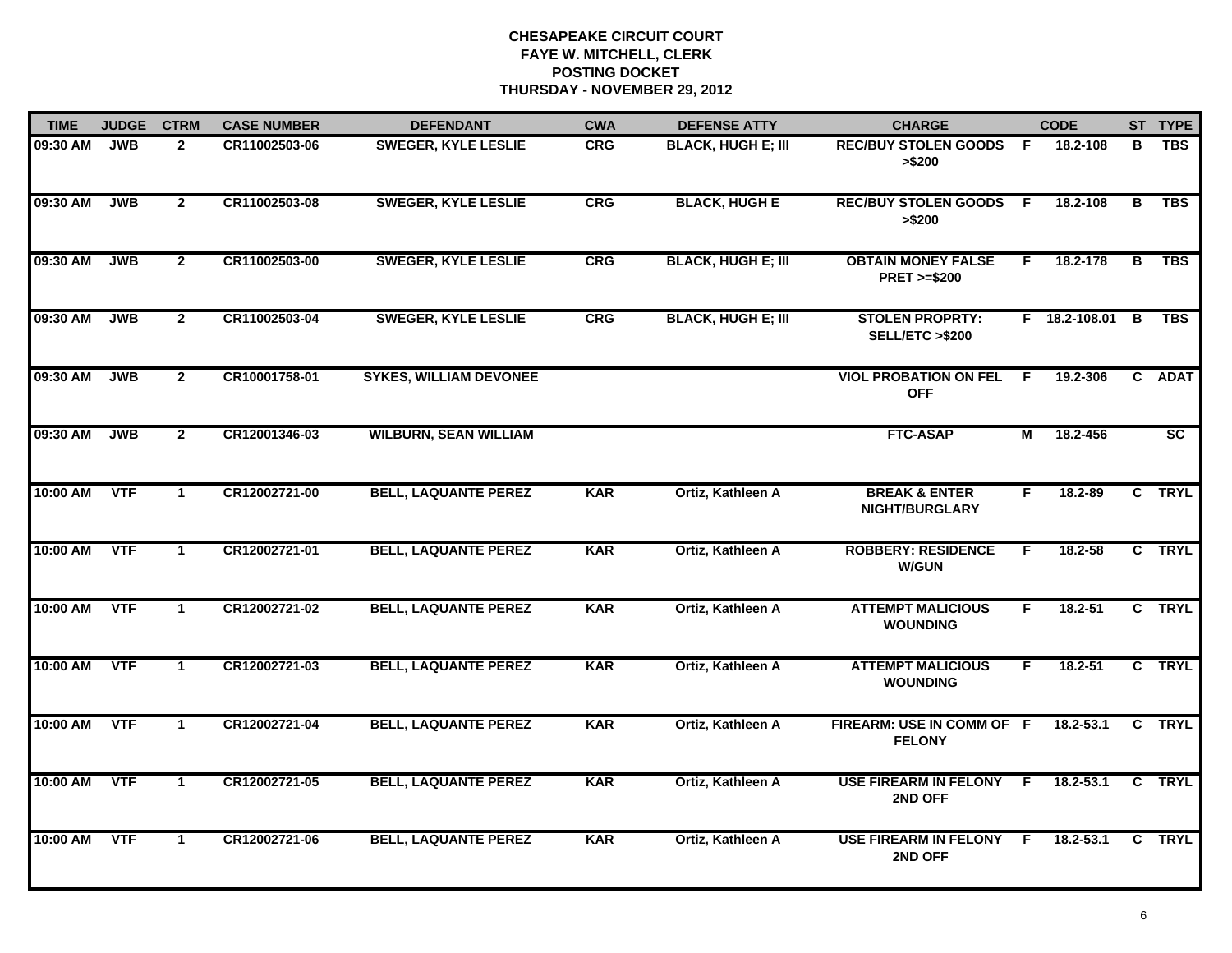# CHESAPEAKE CIRCUIT COURT
## FAYE W. MITCHELL, CLERK
## POSTING DOCKET
## THURSDAY - NOVEMBER 29, 2012

| TIME | JUDGE | CTRM | CASE NUMBER | DEFENDANT | CWA | DEFENSE ATTY | CHARGE | | CODE | ST | TYPE |
|---|---|---|---|---|---|---|---|---|---|---|---|
| 09:30 AM | JWB | 2 | CR11002503-06 | SWEGER, KYLE LESLIE | CRG | BLACK, HUGH E; III | REC/BUY STOLEN GOODS >$200 | F | 18.2-108 | B | TBS |
| 09:30 AM | JWB | 2 | CR11002503-08 | SWEGER, KYLE LESLIE | CRG | BLACK, HUGH E | REC/BUY STOLEN GOODS >$200 | F | 18.2-108 | B | TBS |
| 09:30 AM | JWB | 2 | CR11002503-00 | SWEGER, KYLE LESLIE | CRG | BLACK, HUGH E; III | OBTAIN MONEY FALSE PRET >=$200 | F | 18.2-178 | B | TBS |
| 09:30 AM | JWB | 2 | CR11002503-04 | SWEGER, KYLE LESLIE | CRG | BLACK, HUGH E; III | STOLEN PROPRTY: SELL/ETC >$200 | F | 18.2-108.01 | B | TBS |
| 09:30 AM | JWB | 2 | CR10001758-01 | SYKES, WILLIAM DEVONEE | | | VIOL PROBATION ON FEL OFF | F | 19.2-306 | C | ADAT |
| 09:30 AM | JWB | 2 | CR12001346-03 | WILBURN, SEAN WILLIAM | | | FTC-ASAP | M | 18.2-456 | | SC |
| 10:00 AM | VTF | 1 | CR12002721-00 | BELL, LAQUANTE PEREZ | KAR | Ortiz, Kathleen A | BREAK & ENTER NIGHT/BURGLARY | F | 18.2-89 | C | TRYL |
| 10:00 AM | VTF | 1 | CR12002721-01 | BELL, LAQUANTE PEREZ | KAR | Ortiz, Kathleen A | ROBBERY: RESIDENCE W/GUN | F | 18.2-58 | C | TRYL |
| 10:00 AM | VTF | 1 | CR12002721-02 | BELL, LAQUANTE PEREZ | KAR | Ortiz, Kathleen A | ATTEMPT MALICIOUS WOUNDING | F | 18.2-51 | C | TRYL |
| 10:00 AM | VTF | 1 | CR12002721-03 | BELL, LAQUANTE PEREZ | KAR | Ortiz, Kathleen A | ATTEMPT MALICIOUS WOUNDING | F | 18.2-51 | C | TRYL |
| 10:00 AM | VTF | 1 | CR12002721-04 | BELL, LAQUANTE PEREZ | KAR | Ortiz, Kathleen A | FIREARM: USE IN COMM OF FELONY | F | 18.2-53.1 | C | TRYL |
| 10:00 AM | VTF | 1 | CR12002721-05 | BELL, LAQUANTE PEREZ | KAR | Ortiz, Kathleen A | USE FIREARM IN FELONY 2ND OFF | F | 18.2-53.1 | C | TRYL |
| 10:00 AM | VTF | 1 | CR12002721-06 | BELL, LAQUANTE PEREZ | KAR | Ortiz, Kathleen A | USE FIREARM IN FELONY 2ND OFF | F | 18.2-53.1 | C | TRYL |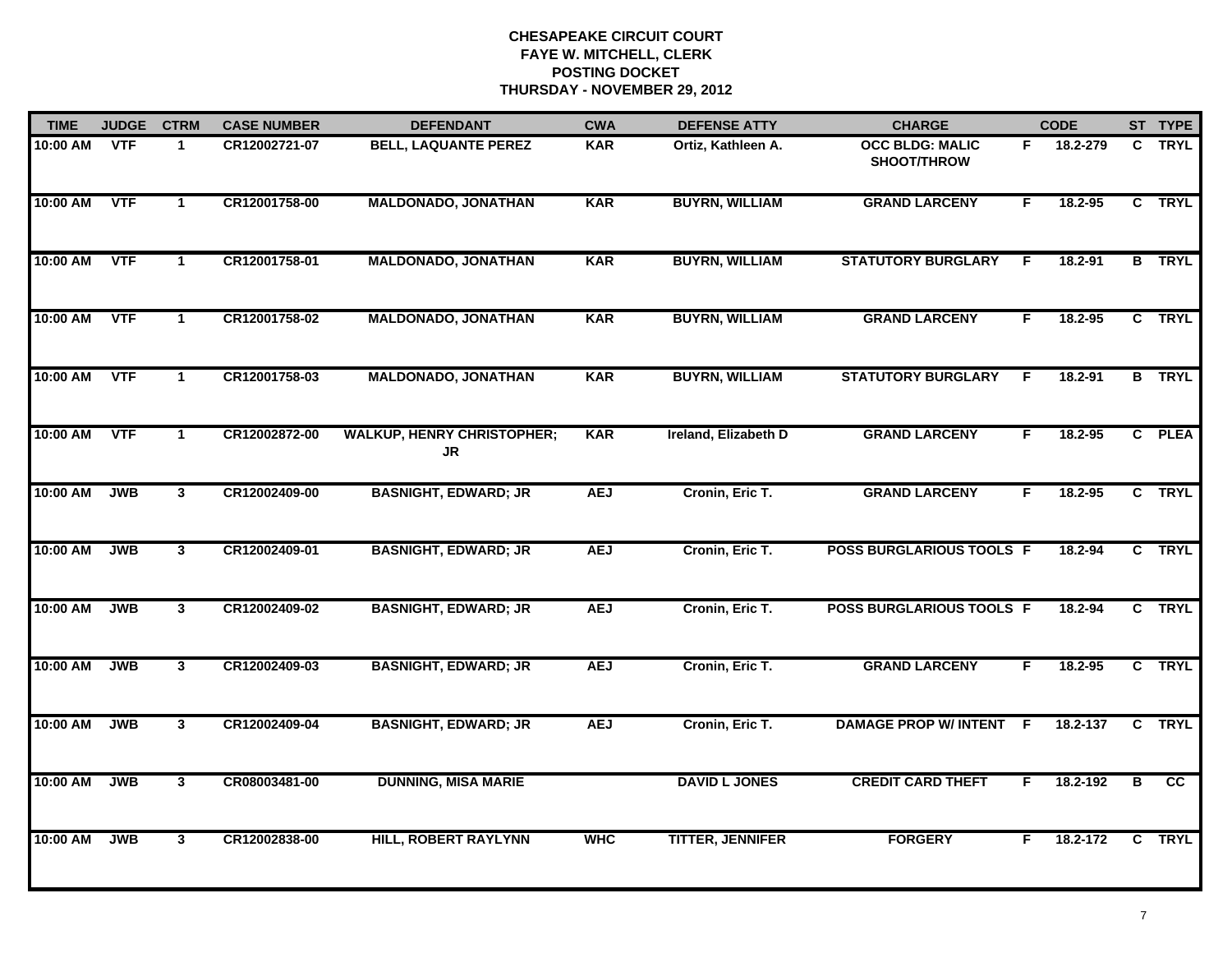# CHESAPEAKE CIRCUIT COURT
## FAYE W. MITCHELL, CLERK
## POSTING DOCKET
## THURSDAY - NOVEMBER 29, 2012

| TIME | JUDGE | CTRM | CASE NUMBER | DEFENDANT | CWA | DEFENSE ATTY | CHARGE | | CODE | ST | TYPE |
|---|---|---|---|---|---|---|---|---|---|---|---|
| 10:00 AM | VTF | 1 | CR12002721-07 | BELL, LAQUANTE PEREZ | KAR | Ortiz, Kathleen A. | OCC BLDG: MALIC SHOOT/THROW | F | 18.2-279 | C | TRYL |
| 10:00 AM | VTF | 1 | CR12001758-00 | MALDONADO, JONATHAN | KAR | BUYRN, WILLIAM | GRAND LARCENY | F | 18.2-95 | C | TRYL |
| 10:00 AM | VTF | 1 | CR12001758-01 | MALDONADO, JONATHAN | KAR | BUYRN, WILLIAM | STATUTORY BURGLARY | F | 18.2-91 | B | TRYL |
| 10:00 AM | VTF | 1 | CR12001758-02 | MALDONADO, JONATHAN | KAR | BUYRN, WILLIAM | GRAND LARCENY | F | 18.2-95 | C | TRYL |
| 10:00 AM | VTF | 1 | CR12001758-03 | MALDONADO, JONATHAN | KAR | BUYRN, WILLIAM | STATUTORY BURGLARY | F | 18.2-91 | B | TRYL |
| 10:00 AM | VTF | 1 | CR12002872-00 | WALKUP, HENRY CHRISTOPHER; JR | KAR | Ireland, Elizabeth D | GRAND LARCENY | F | 18.2-95 | C | PLEA |
| 10:00 AM | JWB | 3 | CR12002409-00 | BASNIGHT, EDWARD; JR | AEJ | Cronin, Eric T. | GRAND LARCENY | F | 18.2-95 | C | TRYL |
| 10:00 AM | JWB | 3 | CR12002409-01 | BASNIGHT, EDWARD; JR | AEJ | Cronin, Eric T. | POSS BURGLARIOUS TOOLS | F | 18.2-94 | C | TRYL |
| 10:00 AM | JWB | 3 | CR12002409-02 | BASNIGHT, EDWARD; JR | AEJ | Cronin, Eric T. | POSS BURGLARIOUS TOOLS | F | 18.2-94 | C | TRYL |
| 10:00 AM | JWB | 3 | CR12002409-03 | BASNIGHT, EDWARD; JR | AEJ | Cronin, Eric T. | GRAND LARCENY | F | 18.2-95 | C | TRYL |
| 10:00 AM | JWB | 3 | CR12002409-04 | BASNIGHT, EDWARD; JR | AEJ | Cronin, Eric T. | DAMAGE PROP W/ INTENT | F | 18.2-137 | C | TRYL |
| 10:00 AM | JWB | 3 | CR08003481-00 | DUNNING, MISA MARIE | | DAVID L JONES | CREDIT CARD THEFT | F | 18.2-192 | B | CC |
| 10:00 AM | JWB | 3 | CR12002838-00 | HILL, ROBERT RAYLYNN | WHC | TITTER, JENNIFER | FORGERY | F | 18.2-172 | C | TRYL |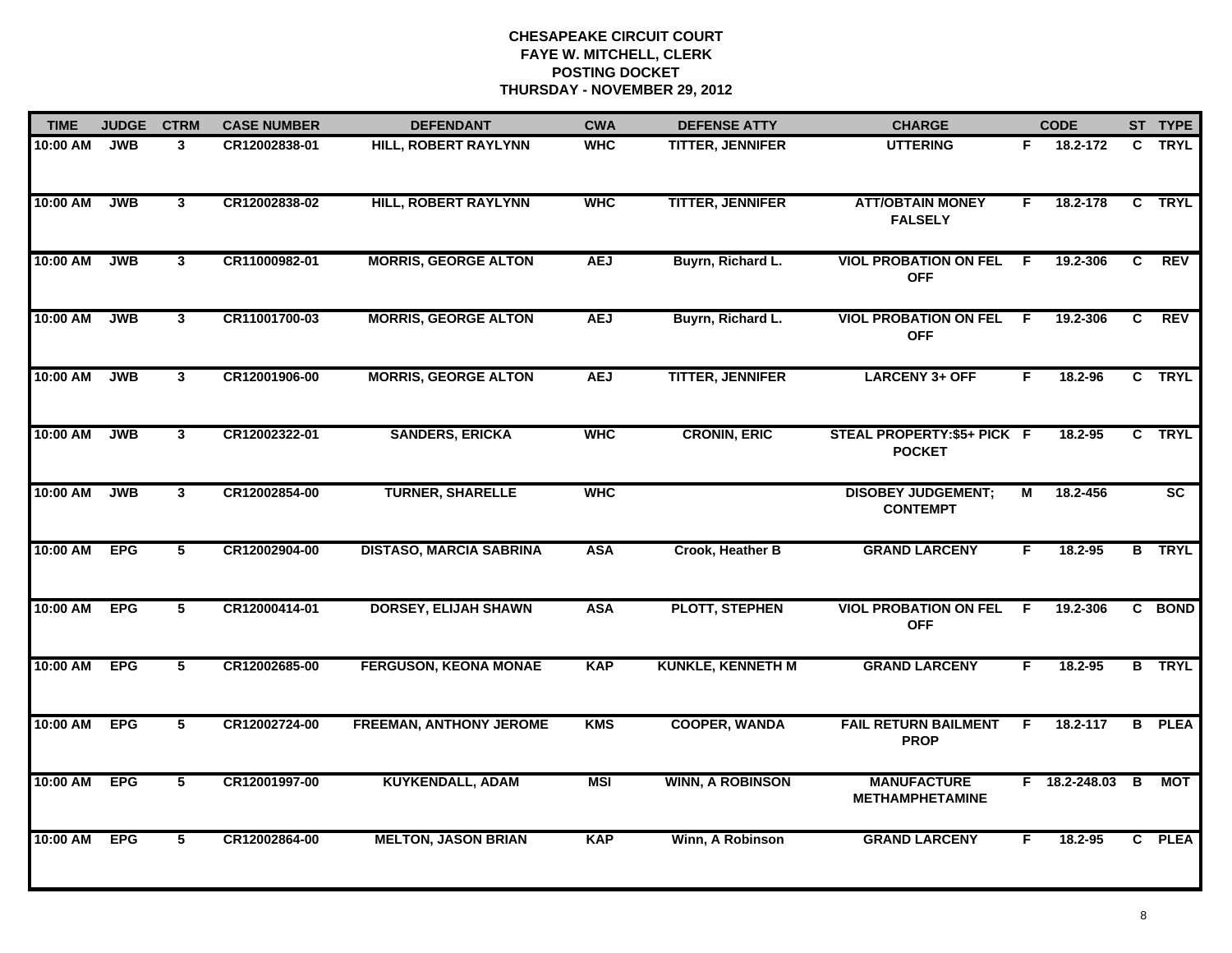# CHESAPEAKE CIRCUIT COURT
## FAYE W. MITCHELL, CLERK
## POSTING DOCKET
## THURSDAY - NOVEMBER 29, 2012

| TIME | JUDGE | CTRM | CASE NUMBER | DEFENDANT | CWA | DEFENSE ATTY | CHARGE | | CODE | ST | TYPE |
|---|---|---|---|---|---|---|---|---|---|---|---|
| 10:00 AM | JWB | 3 | CR12002838-01 | HILL, ROBERT RAYLYNN | WHC | TITTER, JENNIFER | UTTERING | F | 18.2-172 | C | TRYL |
| 10:00 AM | JWB | 3 | CR12002838-02 | HILL, ROBERT RAYLYNN | WHC | TITTER, JENNIFER | ATT/OBTAIN MONEY FALSELY | F | 18.2-178 | C | TRYL |
| 10:00 AM | JWB | 3 | CR11000982-01 | MORRIS, GEORGE ALTON | AEJ | Buyrn, Richard L. | VIOL PROBATION ON FEL OFF | F | 19.2-306 | C | REV |
| 10:00 AM | JWB | 3 | CR11001700-03 | MORRIS, GEORGE ALTON | AEJ | Buyrn, Richard L. | VIOL PROBATION ON FEL OFF | F | 19.2-306 | C | REV |
| 10:00 AM | JWB | 3 | CR12001906-00 | MORRIS, GEORGE ALTON | AEJ | TITTER, JENNIFER | LARCENY 3+ OFF | F | 18.2-96 | C | TRYL |
| 10:00 AM | JWB | 3 | CR12002322-01 | SANDERS, ERICKA | WHC | CRONIN, ERIC | STEAL PROPERTY:$5+ PICK POCKET | F | 18.2-95 | C | TRYL |
| 10:00 AM | JWB | 3 | CR12002854-00 | TURNER, SHARELLE | WHC | | DISOBEY JUDGEMENT; CONTEMPT | M | 18.2-456 | | SC |
| 10:00 AM | EPG | 5 | CR12002904-00 | DISTASO, MARCIA SABRINA | ASA | Crook, Heather B | GRAND LARCENY | F | 18.2-95 | B | TRYL |
| 10:00 AM | EPG | 5 | CR12000414-01 | DORSEY, ELIJAH SHAWN | ASA | PLOTT, STEPHEN | VIOL PROBATION ON FEL OFF | F | 19.2-306 | C | BOND |
| 10:00 AM | EPG | 5 | CR12002685-00 | FERGUSON, KEONA MONAE | KAP | KUNKLE, KENNETH M | GRAND LARCENY | F | 18.2-95 | B | TRYL |
| 10:00 AM | EPG | 5 | CR12002724-00 | FREEMAN, ANTHONY JEROME | KMS | COOPER, WANDA | FAIL RETURN BAILMENT PROP | F | 18.2-117 | B | PLEA |
| 10:00 AM | EPG | 5 | CR12001997-00 | KUYKENDALL, ADAM | MSI | WINN, A ROBINSON | MANUFACTURE METHAMPHETAMINE | F | 18.2-248.03 | B | MOT |
| 10:00 AM | EPG | 5 | CR12002864-00 | MELTON, JASON BRIAN | KAP | Winn, A Robinson | GRAND LARCENY | F | 18.2-95 | C | PLEA |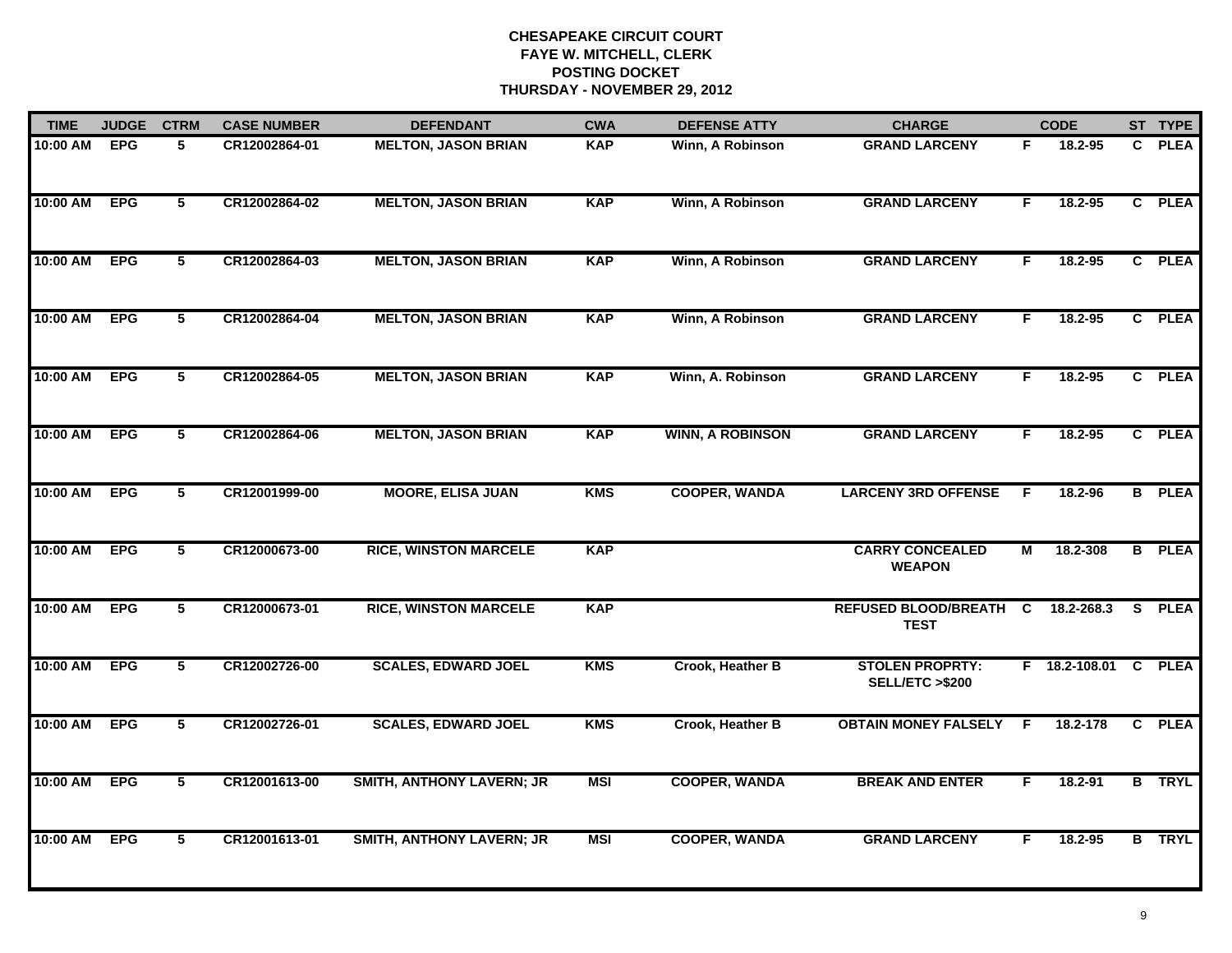**CHESAPEAKE CIRCUIT COURT**
**FAYE W. MITCHELL, CLERK**
**POSTING DOCKET**
**THURSDAY - NOVEMBER 29, 2012**

| TIME | JUDGE | CTRM | CASE NUMBER | DEFENDANT | CWA | DEFENSE ATTY | CHARGE | | CODE | ST | TYPE |
|---|---|---|---|---|---|---|---|---|---|---|---|
| 10:00 AM | EPG | 5 | CR12002864-01 | MELTON, JASON BRIAN | KAP | Winn, A Robinson | GRAND LARCENY | F | 18.2-95 | C | PLEA |
| 10:00 AM | EPG | 5 | CR12002864-02 | MELTON, JASON BRIAN | KAP | Winn, A Robinson | GRAND LARCENY | F | 18.2-95 | C | PLEA |
| 10:00 AM | EPG | 5 | CR12002864-03 | MELTON, JASON BRIAN | KAP | Winn, A Robinson | GRAND LARCENY | F | 18.2-95 | C | PLEA |
| 10:00 AM | EPG | 5 | CR12002864-04 | MELTON, JASON BRIAN | KAP | Winn, A Robinson | GRAND LARCENY | F | 18.2-95 | C | PLEA |
| 10:00 AM | EPG | 5 | CR12002864-05 | MELTON, JASON BRIAN | KAP | Winn, A. Robinson | GRAND LARCENY | F | 18.2-95 | C | PLEA |
| 10:00 AM | EPG | 5 | CR12002864-06 | MELTON, JASON BRIAN | KAP | WINN, A ROBINSON | GRAND LARCENY | F | 18.2-95 | C | PLEA |
| 10:00 AM | EPG | 5 | CR12001999-00 | MOORE, ELISA JUAN | KMS | COOPER, WANDA | LARCENY 3RD OFFENSE | F | 18.2-96 | B | PLEA |
| 10:00 AM | EPG | 5 | CR12000673-00 | RICE, WINSTON MARCELE | KAP | | CARRY CONCEALED WEAPON | M | 18.2-308 | B | PLEA |
| 10:00 AM | EPG | 5 | CR12000673-01 | RICE, WINSTON MARCELE | KAP | | REFUSED BLOOD/BREATH TEST | C | 18.2-268.3 | S | PLEA |
| 10:00 AM | EPG | 5 | CR12002726-00 | SCALES, EDWARD JOEL | KMS | Crook, Heather B | STOLEN PROPRTY: SELL/ETC >$200 | F | 18.2-108.01 | C | PLEA |
| 10:00 AM | EPG | 5 | CR12002726-01 | SCALES, EDWARD JOEL | KMS | Crook, Heather B | OBTAIN MONEY FALSELY | F | 18.2-178 | C | PLEA |
| 10:00 AM | EPG | 5 | CR12001613-00 | SMITH, ANTHONY LAVERN; JR | MSI | COOPER, WANDA | BREAK AND ENTER | F | 18.2-91 | B | TRYL |
| 10:00 AM | EPG | 5 | CR12001613-01 | SMITH, ANTHONY LAVERN; JR | MSI | COOPER, WANDA | GRAND LARCENY | F | 18.2-95 | B | TRYL |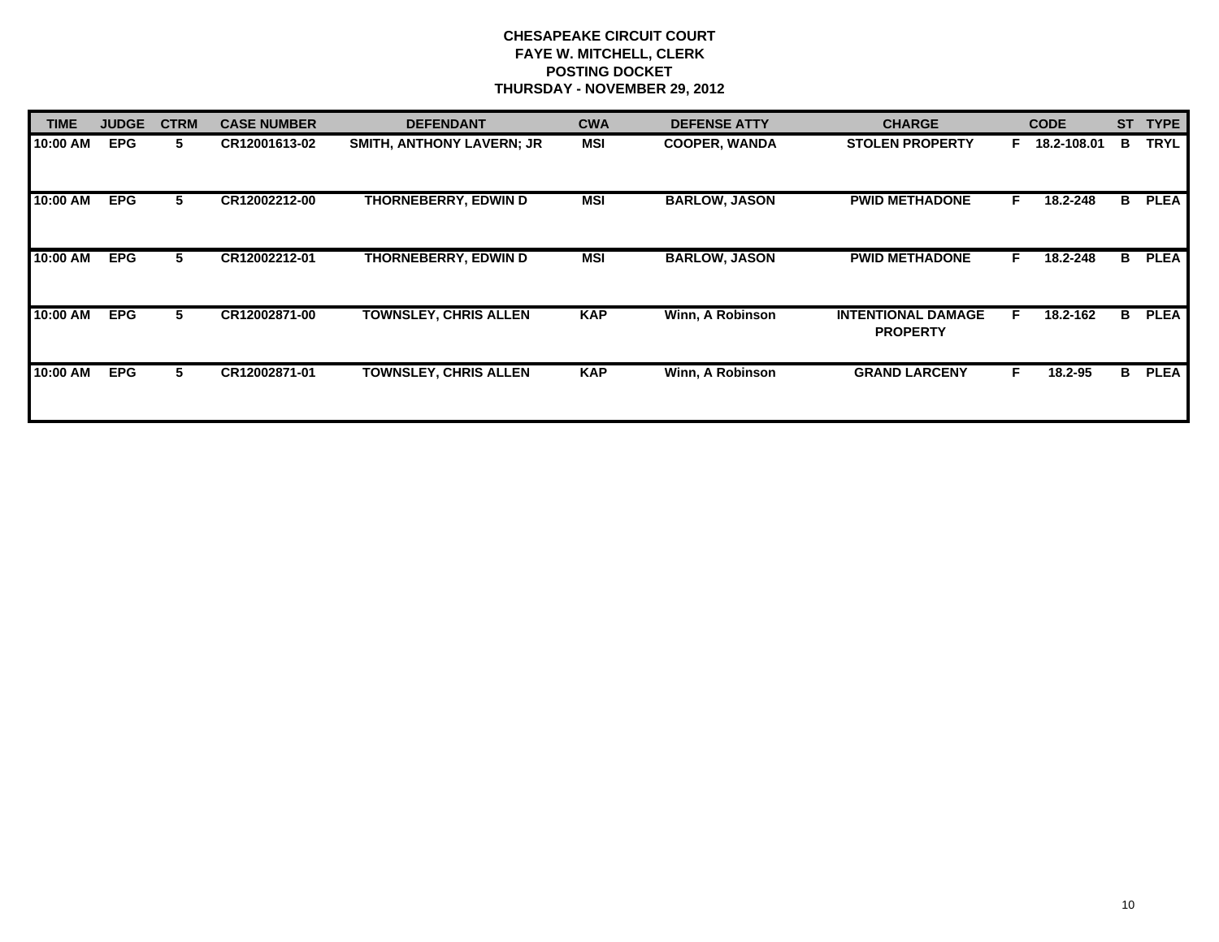# CHESAPEAKE CIRCUIT COURT
## FAYE W. MITCHELL, CLERK
## POSTING DOCKET
## THURSDAY - NOVEMBER 29, 2012

| TIME | JUDGE | CTRM | CASE NUMBER | DEFENDANT | CWA | DEFENSE ATTY | CHARGE | | CODE | ST | TYPE |
|---|---|---|---|---|---|---|---|---|---|---|---|
| 10:00 AM | EPG | 5 | CR12001613-02 | SMITH, ANTHONY LAVERN; JR | MSI | COOPER, WANDA | STOLEN PROPERTY | F | 18.2-108.01 | B | TRYL |
| 10:00 AM | EPG | 5 | CR12002212-00 | THORNEBERRY, EDWIN D | MSI | BARLOW, JASON | PWID METHADONE | F | 18.2-248 | B | PLEA |
| 10:00 AM | EPG | 5 | CR12002212-01 | THORNEBERRY, EDWIN D | MSI | BARLOW, JASON | PWID METHADONE | F | 18.2-248 | B | PLEA |
| 10:00 AM | EPG | 5 | CR12002871-00 | TOWNSLEY, CHRIS ALLEN | KAP | Winn, A Robinson | INTENTIONAL DAMAGE PROPERTY | F | 18.2-162 | B | PLEA |
| 10:00 AM | EPG | 5 | CR12002871-01 | TOWNSLEY, CHRIS ALLEN | KAP | Winn, A Robinson | GRAND LARCENY | F | 18.2-95 | B | PLEA |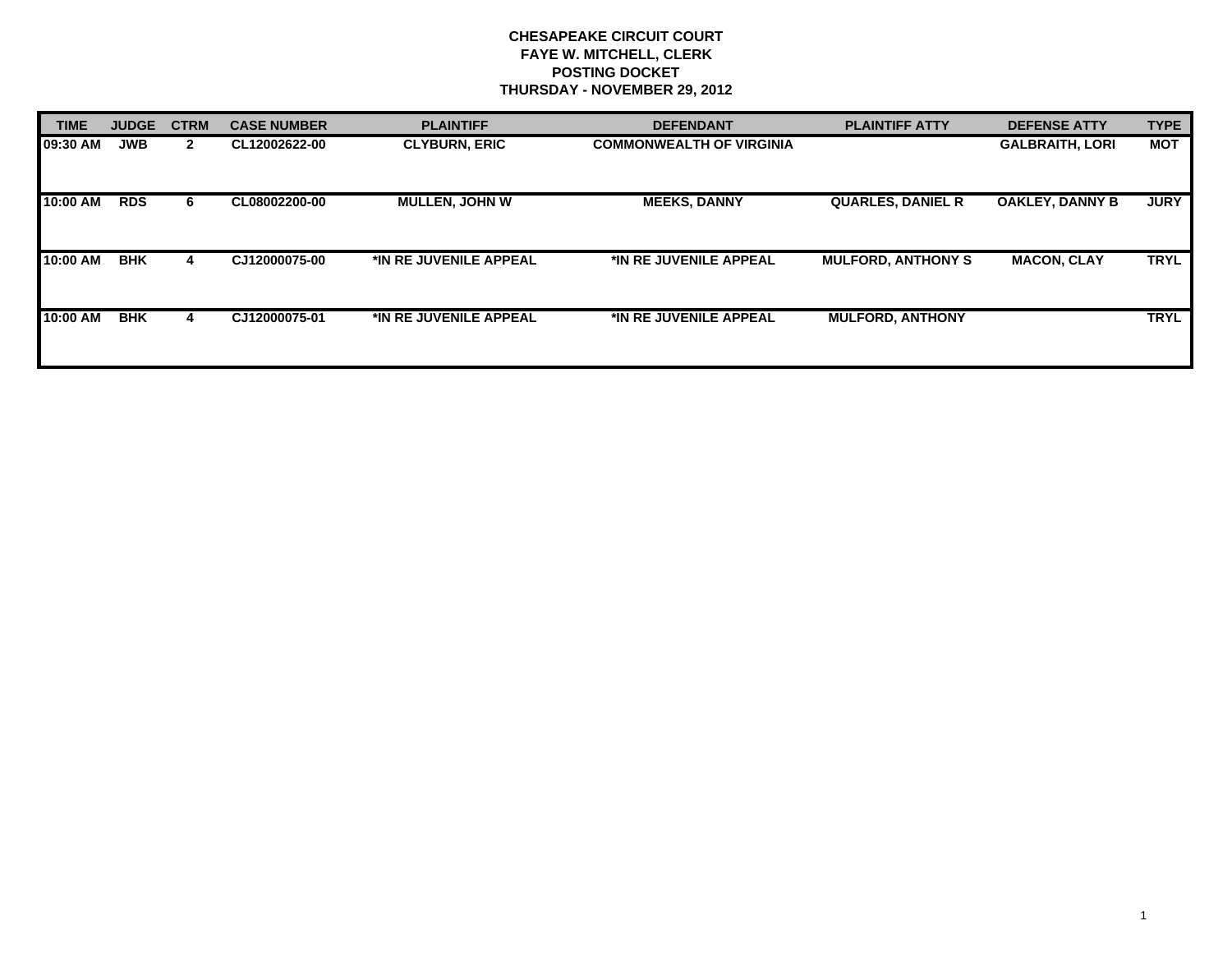**CHESAPEAKE CIRCUIT COURT**
**FAYE W. MITCHELL, CLERK**
**POSTING DOCKET**
**THURSDAY - NOVEMBER 29, 2012**

| TIME | JUDGE | CTRM | CASE NUMBER | PLAINTIFF | DEFENDANT | PLAINTIFF ATTY | DEFENSE ATTY | TYPE |
|---|---|---|---|---|---|---|---|---|
| 09:30 AM | JWB | 2 | CL12002622-00 | CLYBURN, ERIC | COMMONWEALTH OF VIRGINIA | | GALBRAITH, LORI | MOT |
| 10:00 AM | RDS | 6 | CL08002200-00 | MULLEN, JOHN W | MEEKS, DANNY | QUARLES, DANIEL R | OAKLEY, DANNY B | JURY |
| 10:00 AM | BHK | 4 | CJ12000075-00 | *IN RE JUVENILE APPEAL | *IN RE JUVENILE APPEAL | MULFORD, ANTHONY S | MACON, CLAY | TRYL |
| 10:00 AM | BHK | 4 | CJ12000075-01 | *IN RE JUVENILE APPEAL | *IN RE JUVENILE APPEAL | MULFORD, ANTHONY | | TRYL |